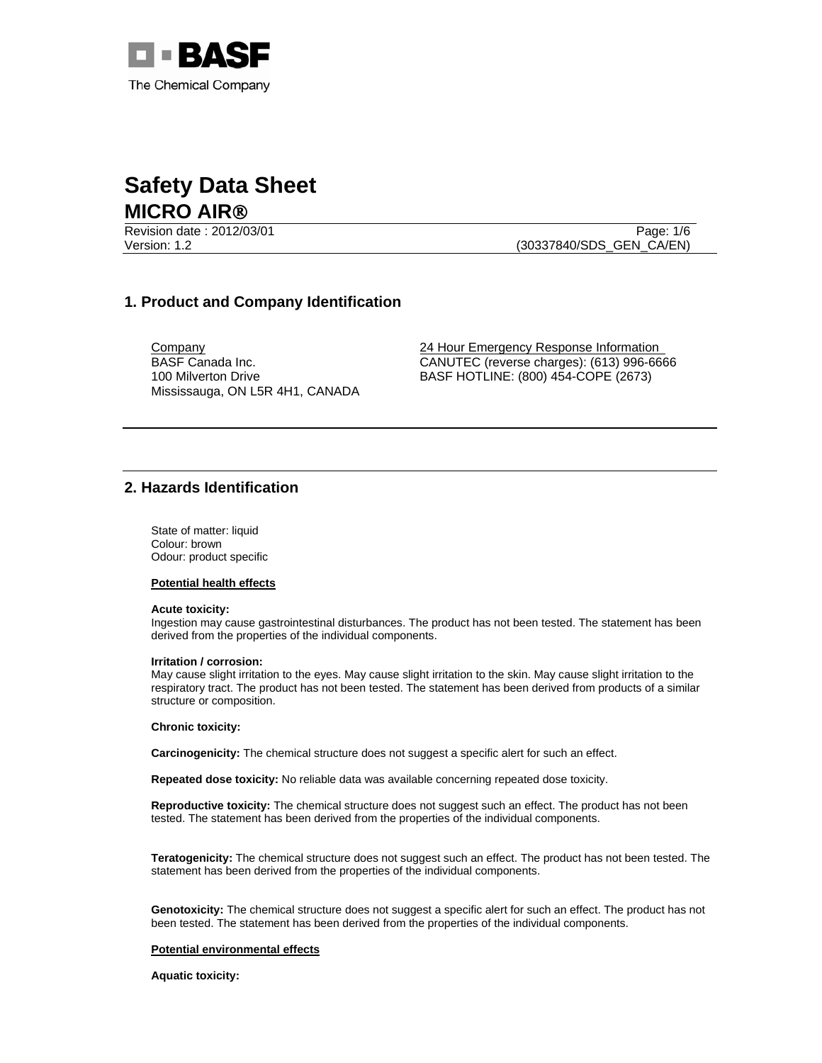BASF

The Chemical Company

# Safety Data Sheet
## MICRO AIR®

Revision date : 2012/03/01
Version: 1.2
(30337840/SDS_GEN_CA/EN)

## 1. Product and Company Identification

Company
BASF Canada Inc.
100 Milverton Drive
Mississauga, ON L5R 4H1, CANADA

24 Hour Emergency Response Information
CANUTEC (reverse charges): (613) 996-6666
BASF HOTLINE: (800) 454-COPE (2673)

## 2. Hazards Identification

State of matter: liquid
Colour: brown
Odour: product specific

**Potential health effects**

**Acute toxicity:**
Ingestion may cause gastrointestinal disturbances. The product has not been tested. The statement has been derived from the properties of the individual components.

**Irritation / corrosion:**
May cause slight irritation to the eyes. May cause slight irritation to the skin. May cause slight irritation to the respiratory tract. The product has not been tested. The statement has been derived from products of a similar structure or composition.

**Chronic toxicity:**

**Carcinogenicity:** The chemical structure does not suggest a specific alert for such an effect.

**Repeated dose toxicity:** No reliable data was available concerning repeated dose toxicity.

**Reproductive toxicity:** The chemical structure does not suggest such an effect. The product has not been tested. The statement has been derived from the properties of the individual components.

**Teratogenicity:** The chemical structure does not suggest such an effect. The product has not been tested. The statement has been derived from the properties of the individual components.

**Genotoxicity:** The chemical structure does not suggest a specific alert for such an effect. The product has not been tested. The statement has been derived from the properties of the individual components.

**Potential environmental effects**

**Aquatic toxicity:**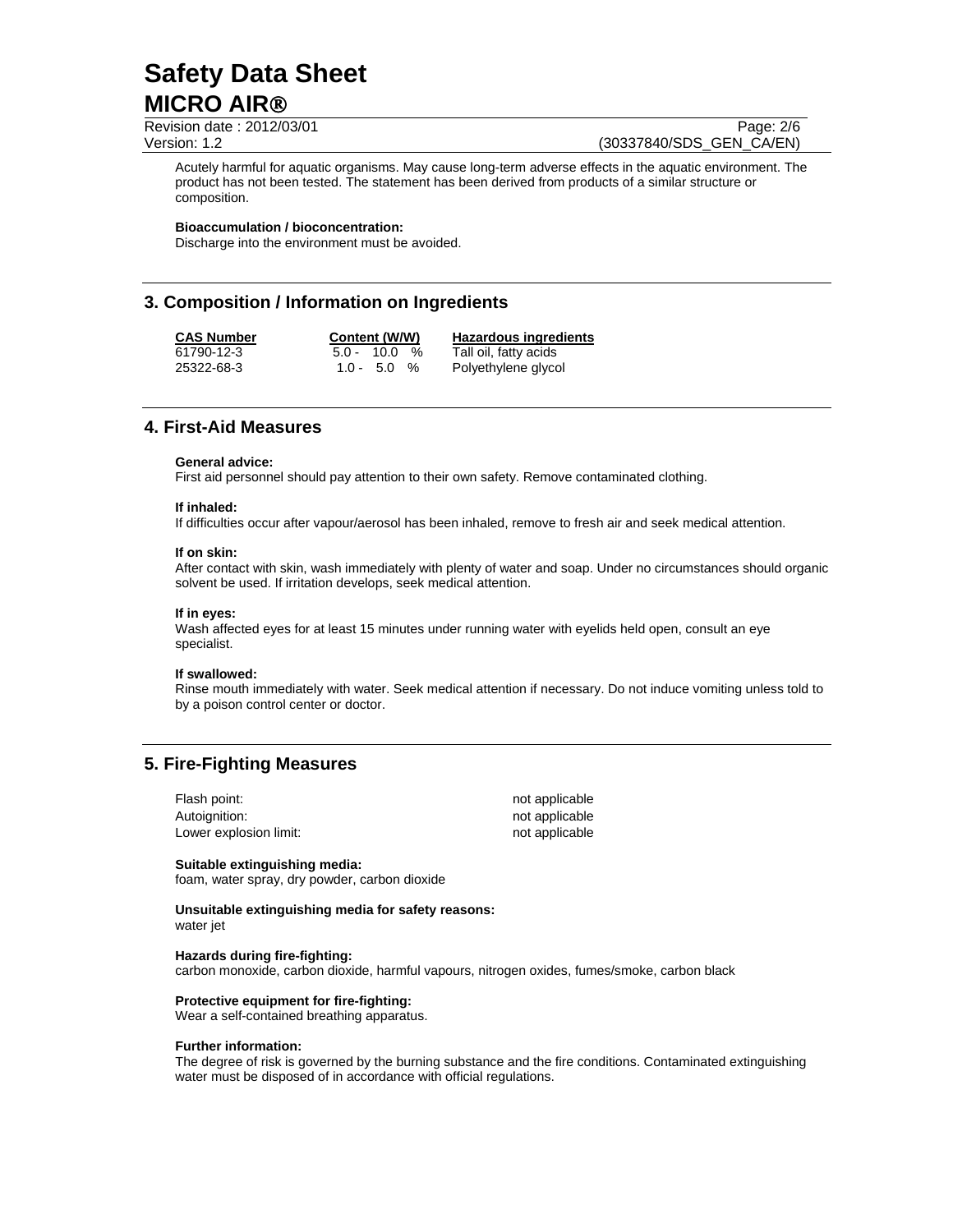Acutely harmful for aquatic organisms. May cause long-term adverse effects in the aquatic environment. The product has not been tested. The statement has been derived from products of a similar structure or composition.

**Bioaccumulation / bioconcentration:**
Discharge into the environment must be avoided.

## 3. Composition / Information on Ingredients

| CAS Number | Content (W/W) | Hazardous ingredients |
|---|---|---|
| 61790-12-3 | 5.0 - 10.0 % | Tall oil, fatty acids |
| 25322-68-3 | 1.0 - 5.0 % | Polyethylene glycol |

## 4. First-Aid Measures

**General advice:**
First aid personnel should pay attention to their own safety. Remove contaminated clothing.

**If inhaled:**
If difficulties occur after vapour/aerosol has been inhaled, remove to fresh air and seek medical attention.

**If on skin:**
After contact with skin, wash immediately with plenty of water and soap. Under no circumstances should organic solvent be used. If irritation develops, seek medical attention.

**If in eyes:**
Wash affected eyes for at least 15 minutes under running water with eyelids held open, consult an eye specialist.

**If swallowed:**
Rinse mouth immediately with water. Seek medical attention if necessary. Do not induce vomiting unless told to by a poison control center or doctor.

## 5. Fire-Fighting Measures

| | |
|---|---|
| Flash point: | not applicable |
| Autoignition: | not applicable |
| Lower explosion limit: | not applicable |

**Suitable extinguishing media:**
foam, water spray, dry powder, carbon dioxide

**Unsuitable extinguishing media for safety reasons:**
water jet

**Hazards during fire-fighting:**
carbon monoxide, carbon dioxide, harmful vapours, nitrogen oxides, fumes/smoke, carbon black

**Protective equipment for fire-fighting:**
Wear a self-contained breathing apparatus.

**Further information:**
The degree of risk is governed by the burning substance and the fire conditions. Contaminated extinguishing water must be disposed of in accordance with official regulations.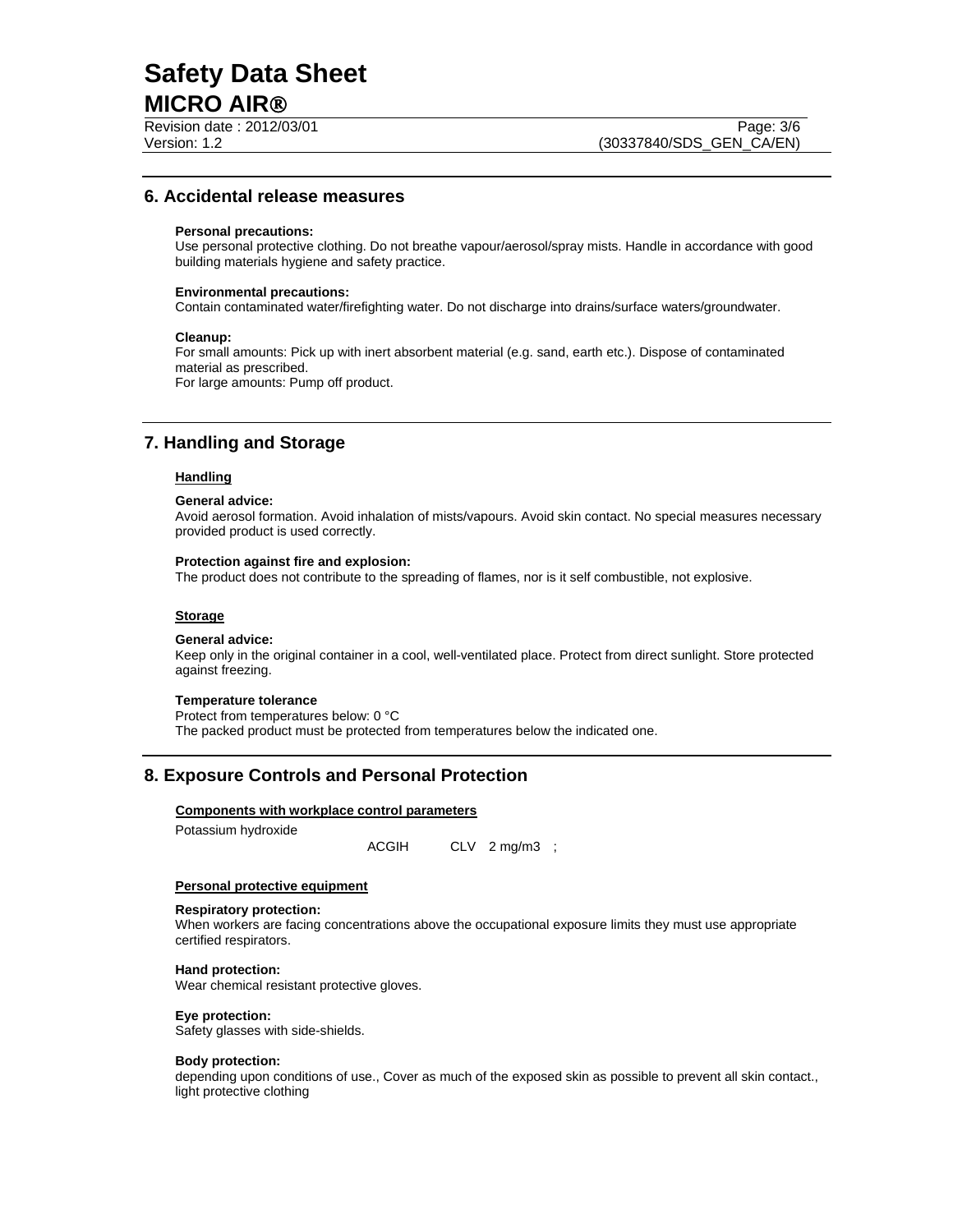## 6. Accidental release measures

**Personal precautions:**
Use personal protective clothing. Do not breathe vapour/aerosol/spray mists. Handle in accordance with good building materials hygiene and safety practice.

**Environmental precautions:**
Contain contaminated water/firefighting water. Do not discharge into drains/surface waters/groundwater.

**Cleanup:**
For small amounts: Pick up with inert absorbent material (e.g. sand, earth etc.). Dispose of contaminated material as prescribed.
For large amounts: Pump off product.

## 7. Handling and Storage

### Handling

**General advice:**
Avoid aerosol formation. Avoid inhalation of mists/vapours. Avoid skin contact. No special measures necessary provided product is used correctly.

**Protection against fire and explosion:**
The product does not contribute to the spreading of flames, nor is it self combustible, not explosive.

### Storage

**General advice:**
Keep only in the original container in a cool, well-ventilated place. Protect from direct sunlight. Store protected against freezing.

**Temperature tolerance**
Protect from temperatures below: 0 °C
The packed product must be protected from temperatures below the indicated one.

## 8. Exposure Controls and Personal Protection

### Components with workplace control parameters

Potassium hydroxide

ACGIH CLV 2 mg/m3 ;

### Personal protective equipment

**Respiratory protection:**
When workers are facing concentrations above the occupational exposure limits they must use appropriate certified respirators.

**Hand protection:**
Wear chemical resistant protective gloves.

**Eye protection:**
Safety glasses with side-shields.

**Body protection:**
depending upon conditions of use., Cover as much of the exposed skin as possible to prevent all skin contact., light protective clothing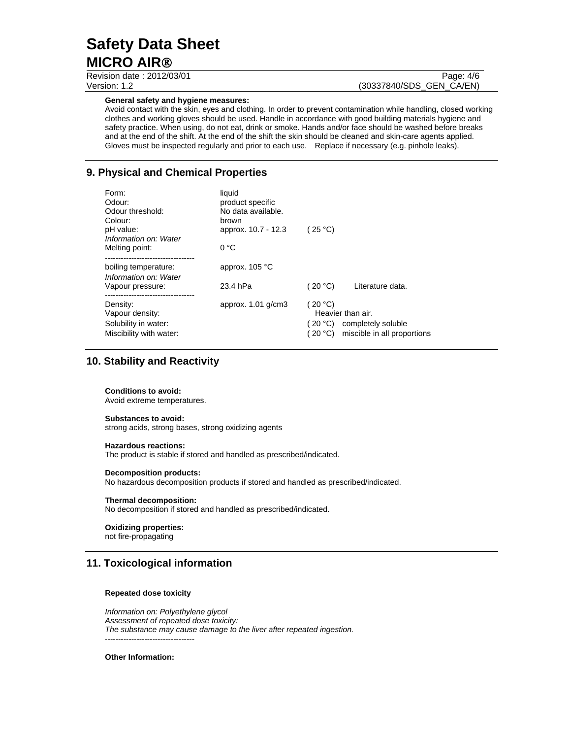**General safety and hygiene measures:**
Avoid contact with the skin, eyes and clothing. In order to prevent contamination while handling, closed working clothes and working gloves should be used. Handle in accordance with good building materials hygiene and safety practice. When using, do not eat, drink or smoke. Hands and/or face should be washed before breaks and at the end of the shift. At the end of the shift the skin should be cleaned and skin-care agents applied. Gloves must be inspected regularly and prior to each use. Replace if necessary (e.g. pinhole leaks).

## 9. Physical and Chemical Properties

| Property | Value | Conditions | Remarks |
|---|---|---|---|
| Form: | liquid | | |
| Odour: | product specific | | |
| Odour threshold: | No data available. | | |
| Colour: | brown | | |
| pH value: | approx. 10.7 - 12.3 | ( 25 °C) | |
| *Information on: Water* | | | |
| Melting point: | 0 °C | | |
| ---------------------------------- | | | |
| boiling temperature: | approx. 105 °C | | |
| *Information on: Water* | | | |
| Vapour pressure: | 23.4 hPa | ( 20 °C) | Literature data. |
| ---------------------------------- | | | |
| Density: | approx. 1.01 g/cm3 | ( 20 °C) | |
| Vapour density: | | Heavier than air. | |
| Solubility in water: | | ( 20 °C) | completely soluble |
| Miscibility with water: | | ( 20 °C) | miscible in all proportions |

## 10. Stability and Reactivity

**Conditions to avoid:**
Avoid extreme temperatures.

**Substances to avoid:**
strong acids, strong bases, strong oxidizing agents

**Hazardous reactions:**
The product is stable if stored and handled as prescribed/indicated.

**Decomposition products:**
No hazardous decomposition products if stored and handled as prescribed/indicated.

**Thermal decomposition:**
No decomposition if stored and handled as prescribed/indicated.

**Oxidizing properties:**
not fire-propagating

## 11. Toxicological information

**Repeated dose toxicity**

*Information on: Polyethylene glycol*
*Assessment of repeated dose toxicity:*
*The substance may cause damage to the liver after repeated ingestion.*
----------------------------------

**Other Information:**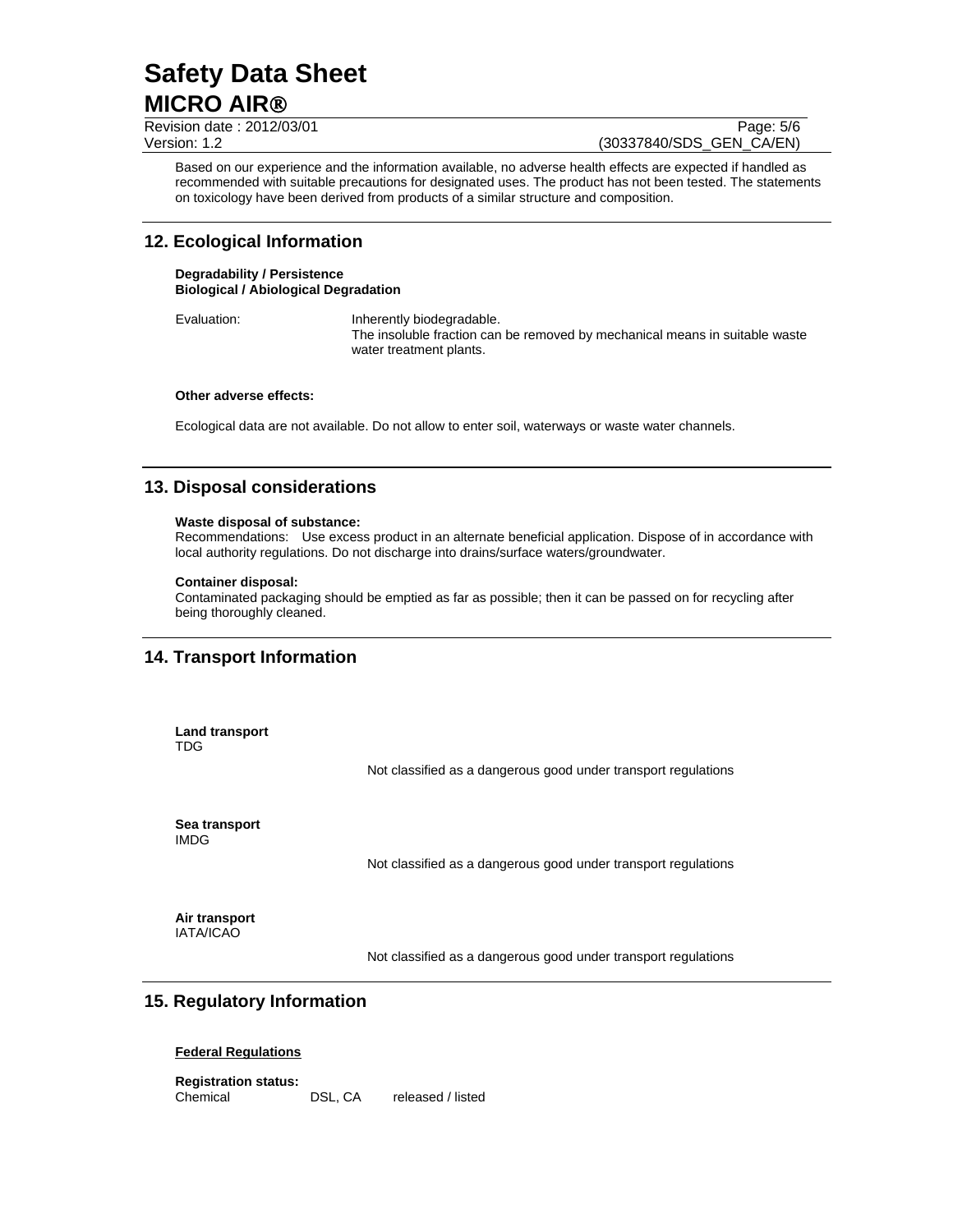Based on our experience and the information available, no adverse health effects are expected if handled as recommended with suitable precautions for designated uses. The product has not been tested. The statements on toxicology have been derived from products of a similar structure and composition.

## 12. Ecological Information

**Degradability / Persistence**
**Biological / Abiological Degradation**

Evaluation: Inherently biodegradable.
The insoluble fraction can be removed by mechanical means in suitable waste water treatment plants.

**Other adverse effects:**

Ecological data are not available. Do not allow to enter soil, waterways or waste water channels.

## 13. Disposal considerations

**Waste disposal of substance:**
Recommendations: Use excess product in an alternate beneficial application. Dispose of in accordance with local authority regulations. Do not discharge into drains/surface waters/groundwater.

**Container disposal:**
Contaminated packaging should be emptied as far as possible; then it can be passed on for recycling after being thoroughly cleaned.

## 14. Transport Information

**Land transport**
TDG

Not classified as a dangerous good under transport regulations

**Sea transport**
IMDG

Not classified as a dangerous good under transport regulations

**Air transport**
IATA/ICAO

Not classified as a dangerous good under transport regulations

## 15. Regulatory Information

**Federal Regulations**

**Registration status:**

| Chemical | DSL, CA | released / listed |
|---|---|---|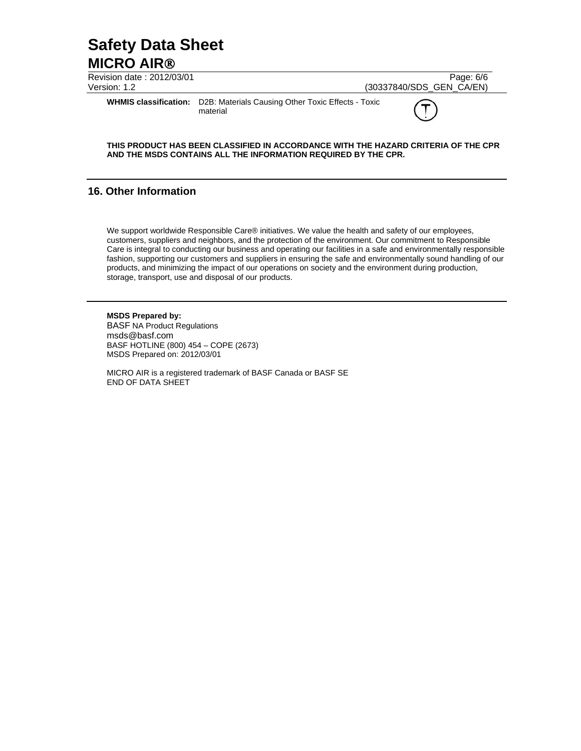**WHMIS classification:** D2B: Materials Causing Other Toxic Effects - Toxic material

**THIS PRODUCT HAS BEEN CLASSIFIED IN ACCORDANCE WITH THE HAZARD CRITERIA OF THE CPR AND THE MSDS CONTAINS ALL THE INFORMATION REQUIRED BY THE CPR.**

## 16. Other Information

We support worldwide Responsible Care® initiatives. We value the health and safety of our employees, customers, suppliers and neighbors, and the protection of the environment. Our commitment to Responsible Care is integral to conducting our business and operating our facilities in a safe and environmentally responsible fashion, supporting our customers and suppliers in ensuring the safe and environmentally sound handling of our products, and minimizing the impact of our operations on society and the environment during production, storage, transport, use and disposal of our products.

**MSDS Prepared by:**
BASF NA Product Regulations
msds@basf.com
BASF HOTLINE (800) 454 – COPE (2673)
MSDS Prepared on: 2012/03/01

MICRO AIR is a registered trademark of BASF Canada or BASF SE
END OF DATA SHEET